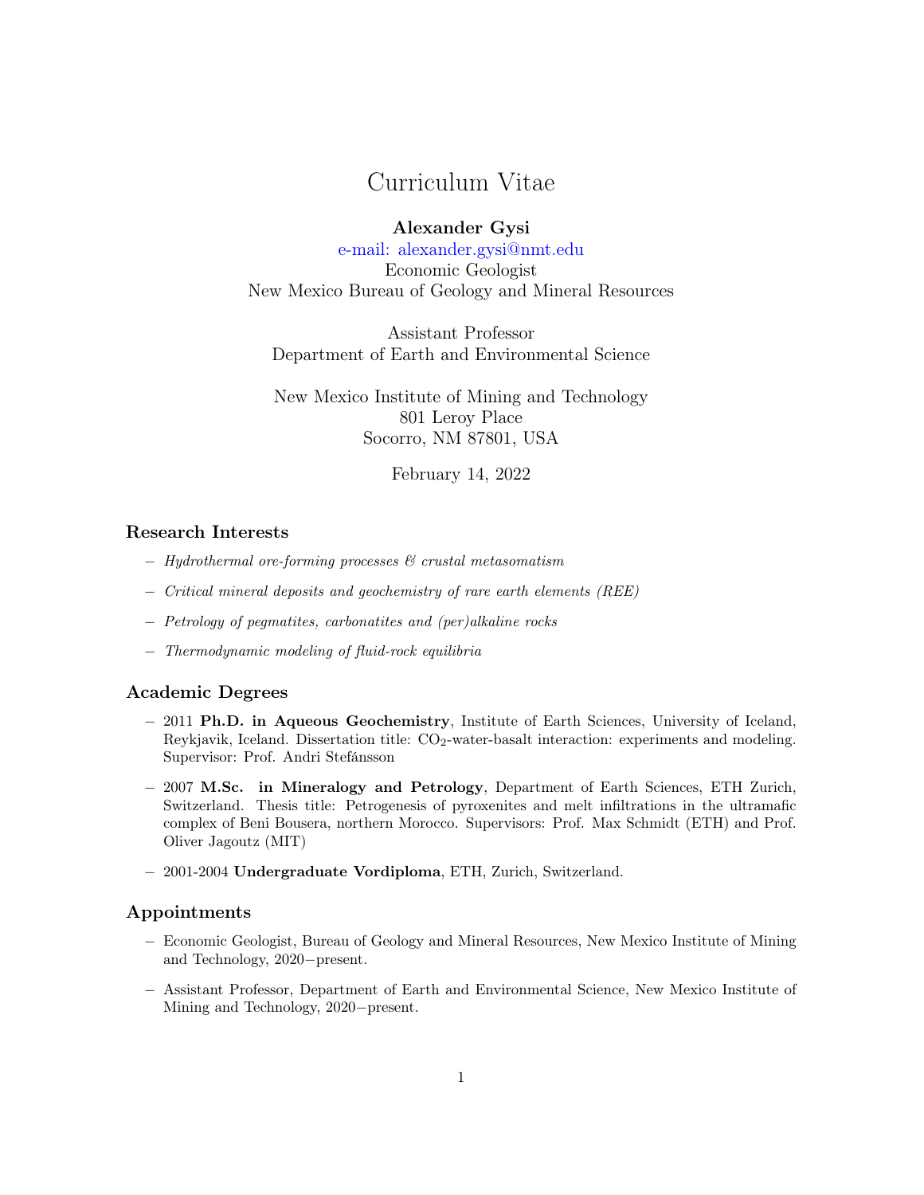# Curriculum Vitae

**Alexander Gysi**

e-mail: alexander.gysi@nmt.edu

Economic Geologist

New Mexico Bureau of Geology and Mineral Resources

Assistant Professor

Department of Earth and Environmental Science

New Mexico Institute of Mining and Technology

801 Leroy Place

Socorro, NM 87801, USA

February 14, 2022

## Research Interests

- *Hydrothermal ore-forming processes & crustal metasomatism*
- *Critical mineral deposits and geochemistry of rare earth elements (REE)*
- *Petrology of pegmatites, carbonatites and (per)alkaline rocks*
- *Thermodynamic modeling of fluid-rock equilibria*

## Academic Degrees

- 2011 **Ph.D. in Aqueous Geochemistry**, Institute of Earth Sciences, University of Iceland, Reykjavik, Iceland. Dissertation title: $CO_2$-water-basalt interaction: experiments and modeling. Supervisor: Prof. Andri Stefánsson
- 2007 **M.Sc. in Mineralogy and Petrology**, Department of Earth Sciences, ETH Zurich, Switzerland. Thesis title: Petrogenesis of pyroxenites and melt infiltrations in the ultramafic complex of Beni Bousera, northern Morocco. Supervisors: Prof. Max Schmidt (ETH) and Prof. Oliver Jagoutz (MIT)
- 2001-2004 **Undergraduate Vordiploma**, ETH, Zurich, Switzerland.

## Appointments

- Economic Geologist, Bureau of Geology and Mineral Resources, New Mexico Institute of Mining and Technology, 2020−present.
- Assistant Professor, Department of Earth and Environmental Science, New Mexico Institute of Mining and Technology, 2020−present.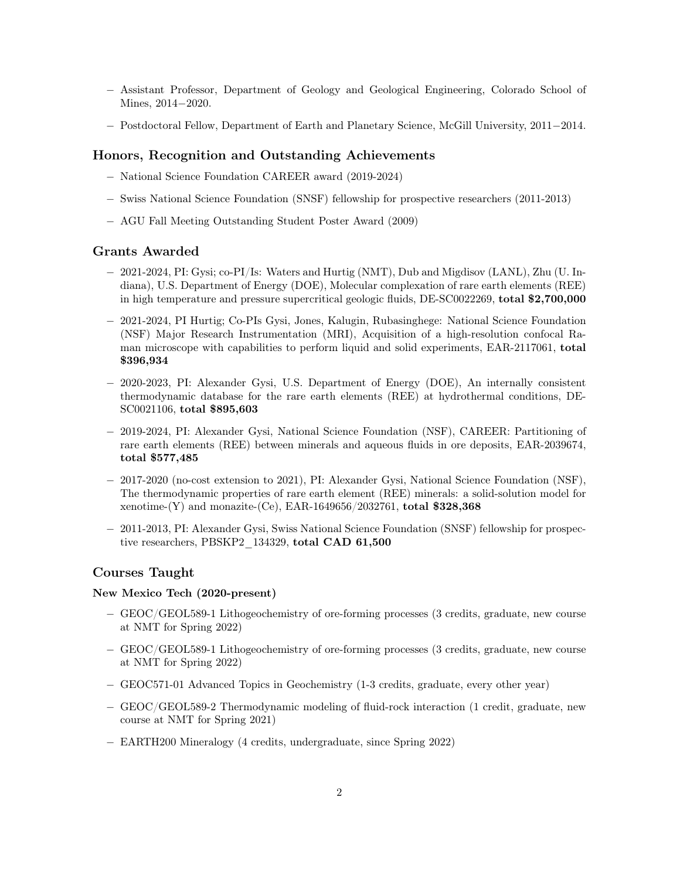- Assistant Professor, Department of Geology and Geological Engineering, Colorado School of Mines, 2014−2020.
- Postdoctoral Fellow, Department of Earth and Planetary Science, McGill University, 2011−2014.

## Honors, Recognition and Outstanding Achievements

- National Science Foundation CAREER award (2019-2024)
- Swiss National Science Foundation (SNSF) fellowship for prospective researchers (2011-2013)
- AGU Fall Meeting Outstanding Student Poster Award (2009)

## Grants Awarded

- 2021-2024, PI: Gysi; co-PI/Is: Waters and Hurtig (NMT), Dub and Migdisov (LANL), Zhu (U. Indiana), U.S. Department of Energy (DOE), Molecular complexation of rare earth elements (REE) in high temperature and pressure supercritical geologic fluids, DE-SC0022269, **total $2,700,000**
- 2021-2024, PI Hurtig; Co-PIs Gysi, Jones, Kalugin, Rubasinghege: National Science Foundation (NSF) Major Research Instrumentation (MRI), Acquisition of a high-resolution confocal Raman microscope with capabilities to perform liquid and solid experiments, EAR-2117061, **total $396,934**
- 2020-2023, PI: Alexander Gysi, U.S. Department of Energy (DOE), An internally consistent thermodynamic database for the rare earth elements (REE) at hydrothermal conditions, DE-SC0021106, **total $895,603**
- 2019-2024, PI: Alexander Gysi, National Science Foundation (NSF), CAREER: Partitioning of rare earth elements (REE) between minerals and aqueous fluids in ore deposits, EAR-2039674, **total $577,485**
- 2017-2020 (no-cost extension to 2021), PI: Alexander Gysi, National Science Foundation (NSF), The thermodynamic properties of rare earth element (REE) minerals: a solid-solution model for xenotime-(Y) and monazite-(Ce), EAR-1649656/2032761, **total $328,368**
- 2011-2013, PI: Alexander Gysi, Swiss National Science Foundation (SNSF) fellowship for prospective researchers, PBSKP2_134329, **total CAD 61,500**

## Courses Taught

### New Mexico Tech (2020-present)

- GEOC/GEOL589-1 Lithogeochemistry of ore-forming processes (3 credits, graduate, new course at NMT for Spring 2022)
- GEOC/GEOL589-1 Lithogeochemistry of ore-forming processes (3 credits, graduate, new course at NMT for Spring 2022)
- GEOC571-01 Advanced Topics in Geochemistry (1-3 credits, graduate, every other year)
- GEOC/GEOL589-2 Thermodynamic modeling of fluid-rock interaction (1 credit, graduate, new course at NMT for Spring 2021)
- EARTH200 Mineralogy (4 credits, undergraduate, since Spring 2022)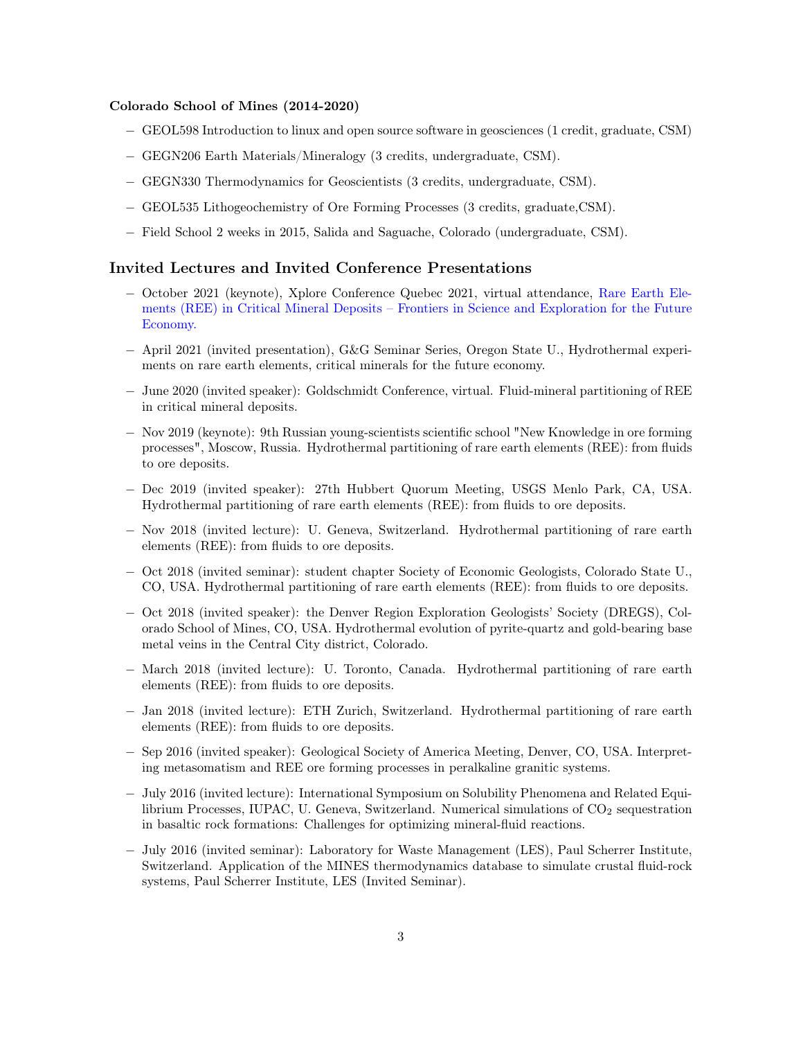**Colorado School of Mines (2014-2020)**

- GEOL598 Introduction to linux and open source software in geosciences (1 credit, graduate, CSM)
- GEGN206 Earth Materials/Mineralogy (3 credits, undergraduate, CSM).
- GEGN330 Thermodynamics for Geoscientists (3 credits, undergraduate, CSM).
- GEOL535 Lithogeochemistry of Ore Forming Processes (3 credits, graduate,CSM).
- Field School 2 weeks in 2015, Salida and Saguache, Colorado (undergraduate, CSM).

## Invited Lectures and Invited Conference Presentations

- October 2021 (keynote), Xplore Conference Quebec 2021, virtual attendance, Rare Earth Elements (REE) in Critical Mineral Deposits – Frontiers in Science and Exploration for the Future Economy.
- April 2021 (invited presentation), G&G Seminar Series, Oregon State U., Hydrothermal experiments on rare earth elements, critical minerals for the future economy.
- June 2020 (invited speaker): Goldschmidt Conference, virtual. Fluid-mineral partitioning of REE in critical mineral deposits.
- Nov 2019 (keynote): 9th Russian young-scientists scientific school "New Knowledge in ore forming processes", Moscow, Russia. Hydrothermal partitioning of rare earth elements (REE): from fluids to ore deposits.
- Dec 2019 (invited speaker): 27th Hubbert Quorum Meeting, USGS Menlo Park, CA, USA. Hydrothermal partitioning of rare earth elements (REE): from fluids to ore deposits.
- Nov 2018 (invited lecture): U. Geneva, Switzerland. Hydrothermal partitioning of rare earth elements (REE): from fluids to ore deposits.
- Oct 2018 (invited seminar): student chapter Society of Economic Geologists, Colorado State U., CO, USA. Hydrothermal partitioning of rare earth elements (REE): from fluids to ore deposits.
- Oct 2018 (invited speaker): the Denver Region Exploration Geologists' Society (DREGS), Colorado School of Mines, CO, USA. Hydrothermal evolution of pyrite-quartz and gold-bearing base metal veins in the Central City district, Colorado.
- March 2018 (invited lecture): U. Toronto, Canada. Hydrothermal partitioning of rare earth elements (REE): from fluids to ore deposits.
- Jan 2018 (invited lecture): ETH Zurich, Switzerland. Hydrothermal partitioning of rare earth elements (REE): from fluids to ore deposits.
- Sep 2016 (invited speaker): Geological Society of America Meeting, Denver, CO, USA. Interpreting metasomatism and REE ore forming processes in peralkaline granitic systems.
- July 2016 (invited lecture): International Symposium on Solubility Phenomena and Related Equilibrium Processes, IUPAC, U. Geneva, Switzerland. Numerical simulations of $CO_2$ sequestration in basaltic rock formations: Challenges for optimizing mineral-fluid reactions.
- July 2016 (invited seminar): Laboratory for Waste Management (LES), Paul Scherrer Institute, Switzerland. Application of the MINES thermodynamics database to simulate crustal fluid-rock systems, Paul Scherrer Institute, LES (Invited Seminar).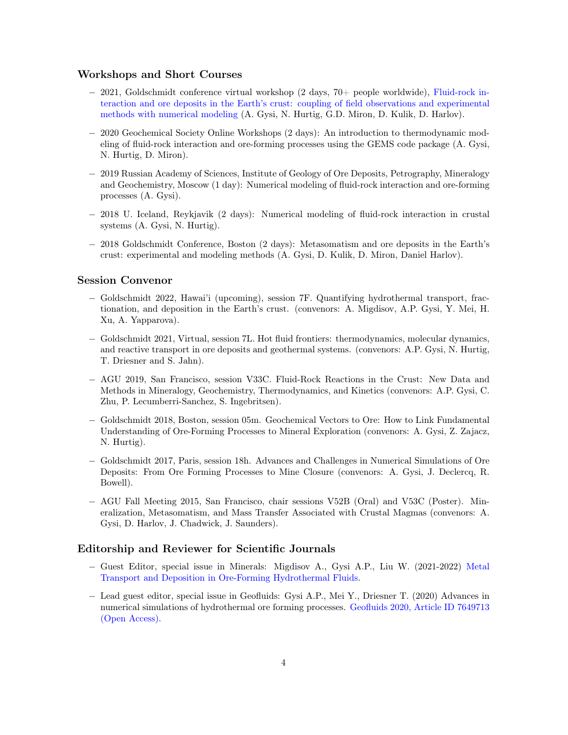### Workshops and Short Courses

- 2021, Goldschmidt conference virtual workshop (2 days, 70+ people worldwide), Fluid-rock interaction and ore deposits in the Earth's crust: coupling of field observations and experimental methods with numerical modeling (A. Gysi, N. Hurtig, G.D. Miron, D. Kulik, D. Harlov).
- 2020 Geochemical Society Online Workshops (2 days): An introduction to thermodynamic modeling of fluid-rock interaction and ore-forming processes using the GEMS code package (A. Gysi, N. Hurtig, D. Miron).
- 2019 Russian Academy of Sciences, Institute of Geology of Ore Deposits, Petrography, Mineralogy and Geochemistry, Moscow (1 day): Numerical modeling of fluid-rock interaction and ore-forming processes (A. Gysi).
- 2018 U. Iceland, Reykjavik (2 days): Numerical modeling of fluid-rock interaction in crustal systems (A. Gysi, N. Hurtig).
- 2018 Goldschmidt Conference, Boston (2 days): Metasomatism and ore deposits in the Earth's crust: experimental and modeling methods (A. Gysi, D. Kulik, D. Miron, Daniel Harlov).

### Session Convenor

- Goldschmidt 2022, Hawai'i (upcoming), session 7F. Quantifying hydrothermal transport, fractionation, and deposition in the Earth's crust. (convenors: A. Migdisov, A.P. Gysi, Y. Mei, H. Xu, A. Yapparova).
- Goldschmidt 2021, Virtual, session 7L. Hot fluid frontiers: thermodynamics, molecular dynamics, and reactive transport in ore deposits and geothermal systems. (convenors: A.P. Gysi, N. Hurtig, T. Driesner and S. Jahn).
- AGU 2019, San Francisco, session V33C. Fluid-Rock Reactions in the Crust: New Data and Methods in Mineralogy, Geochemistry, Thermodynamics, and Kinetics (convenors: A.P. Gysi, C. Zhu, P. Lecumberri-Sanchez, S. Ingebritsen).
- Goldschmidt 2018, Boston, session 05m. Geochemical Vectors to Ore: How to Link Fundamental Understanding of Ore-Forming Processes to Mineral Exploration (convenors: A. Gysi, Z. Zajacz, N. Hurtig).
- Goldschmidt 2017, Paris, session 18h. Advances and Challenges in Numerical Simulations of Ore Deposits: From Ore Forming Processes to Mine Closure (convenors: A. Gysi, J. Declercq, R. Bowell).
- AGU Fall Meeting 2015, San Francisco, chair sessions V52B (Oral) and V53C (Poster). Mineralization, Metasomatism, and Mass Transfer Associated with Crustal Magmas (convenors: A. Gysi, D. Harlov, J. Chadwick, J. Saunders).

### Editorship and Reviewer for Scientific Journals

- Guest Editor, special issue in Minerals: Migdisov A., Gysi A.P., Liu W. (2021-2022) Metal Transport and Deposition in Ore-Forming Hydrothermal Fluids.
- Lead guest editor, special issue in Geofluids: Gysi A.P., Mei Y., Driesner T. (2020) Advances in numerical simulations of hydrothermal ore forming processes. Geofluids 2020, Article ID 7649713 (Open Access).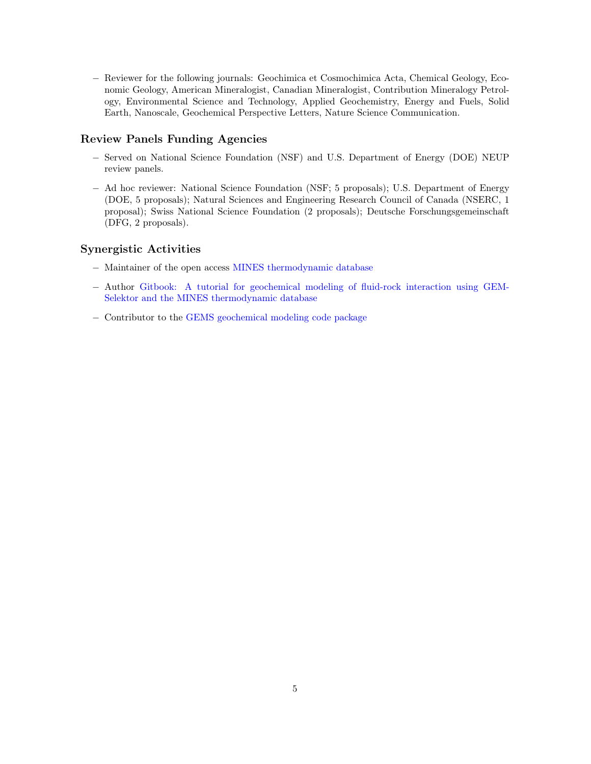- Reviewer for the following journals: Geochimica et Cosmochimica Acta, Chemical Geology, Economic Geology, American Mineralogist, Canadian Mineralogist, Contribution Mineralogy Petrology, Environmental Science and Technology, Applied Geochemistry, Energy and Fuels, Solid Earth, Nanoscale, Geochemical Perspective Letters, Nature Science Communication.

## Review Panels Funding Agencies

- Served on National Science Foundation (NSF) and U.S. Department of Energy (DOE) NEUP review panels.
- Ad hoc reviewer: National Science Foundation (NSF; 5 proposals); U.S. Department of Energy (DOE, 5 proposals); Natural Sciences and Engineering Research Council of Canada (NSERC, 1 proposal); Swiss National Science Foundation (2 proposals); Deutsche Forschungsgemeinschaft (DFG, 2 proposals).

## Synergistic Activities

- Maintainer of the open access MINES thermodynamic database
- Author Gitbook: A tutorial for geochemical modeling of fluid-rock interaction using GEM-Selektor and the MINES thermodynamic database
- Contributor to the GEMS geochemical modeling code package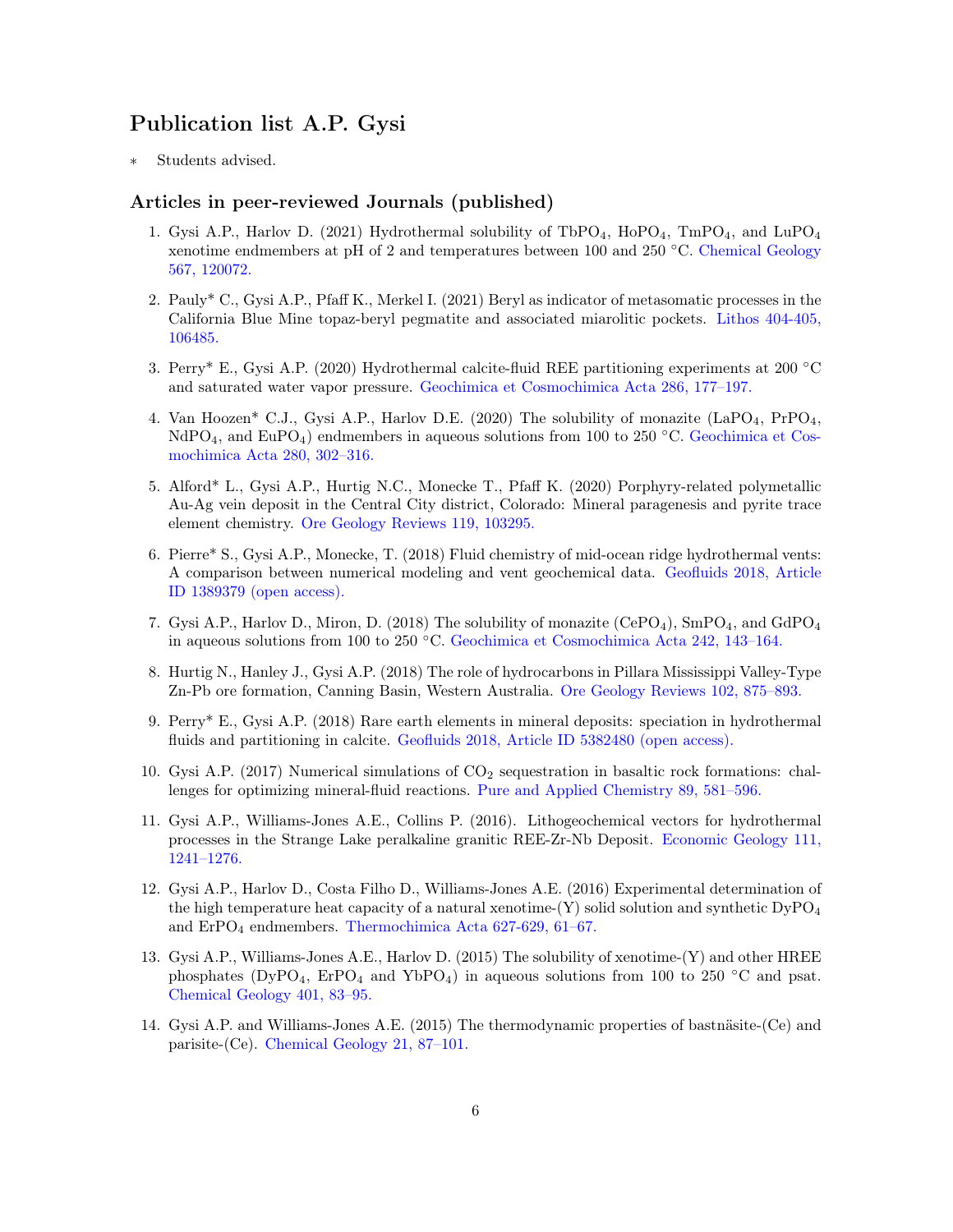# Publication list A.P. Gysi

∗ Students advised.

## Articles in peer-reviewed Journals (published)

1. Gysi A.P., Harlov D. (2021) Hydrothermal solubility of $TbPO_4$, $HoPO_4$, $TmPO_4$, and $LuPO_4$ xenotime endmembers at pH of 2 and temperatures between 100 and 250 °C. Chemical Geology 567, 120072.

2. Pauly* C., Gysi A.P., Pfaff K., Merkel I. (2021) Beryl as indicator of metasomatic processes in the California Blue Mine topaz-beryl pegmatite and associated miarolitic pockets. Lithos 404-405, 106485.

3. Perry* E., Gysi A.P. (2020) Hydrothermal calcite-fluid REE partitioning experiments at 200 °C and saturated water vapor pressure. Geochimica et Cosmochimica Acta 286, 177–197.

4. Van Hoozen* C.J., Gysi A.P., Harlov D.E. (2020) The solubility of monazite ($LaPO_4$, $PrPO_4$, $NdPO_4$, and $EuPO_4$) endmembers in aqueous solutions from 100 to 250 °C. Geochimica et Cosmochimica Acta 280, 302–316.

5. Alford* L., Gysi A.P., Hurtig N.C., Monecke T., Pfaff K. (2020) Porphyry-related polymetallic Au-Ag vein deposit in the Central City district, Colorado: Mineral paragenesis and pyrite trace element chemistry. Ore Geology Reviews 119, 103295.

6. Pierre* S., Gysi A.P., Monecke, T. (2018) Fluid chemistry of mid-ocean ridge hydrothermal vents: A comparison between numerical modeling and vent geochemical data. Geofluids 2018, Article ID 1389379 (open access).

7. Gysi A.P., Harlov D., Miron, D. (2018) The solubility of monazite ($CePO_4$), $SmPO_4$, and $GdPO_4$ in aqueous solutions from 100 to 250 °C. Geochimica et Cosmochimica Acta 242, 143–164.

8. Hurtig N., Hanley J., Gysi A.P. (2018) The role of hydrocarbons in Pillara Mississippi Valley-Type Zn-Pb ore formation, Canning Basin, Western Australia. Ore Geology Reviews 102, 875–893.

9. Perry* E., Gysi A.P. (2018) Rare earth elements in mineral deposits: speciation in hydrothermal fluids and partitioning in calcite. Geofluids 2018, Article ID 5382480 (open access).

10. Gysi A.P. (2017) Numerical simulations of $CO_2$ sequestration in basaltic rock formations: challenges for optimizing mineral-fluid reactions. Pure and Applied Chemistry 89, 581–596.

11. Gysi A.P., Williams-Jones A.E., Collins P. (2016). Lithogeochemical vectors for hydrothermal processes in the Strange Lake peralkaline granitic REE-Zr-Nb Deposit. Economic Geology 111, 1241–1276.

12. Gysi A.P., Harlov D., Costa Filho D., Williams-Jones A.E. (2016) Experimental determination of the high temperature heat capacity of a natural xenotime-(Y) solid solution and synthetic $DyPO_4$ and $ErPO_4$ endmembers. Thermochimica Acta 627-629, 61–67.

13. Gysi A.P., Williams-Jones A.E., Harlov D. (2015) The solubility of xenotime-(Y) and other HREE phosphates ($DyPO_4$, $ErPO_4$ and $YbPO_4$) in aqueous solutions from 100 to 250 °C and psat. Chemical Geology 401, 83–95.

14. Gysi A.P. and Williams-Jones A.E. (2015) The thermodynamic properties of bastnäsite-(Ce) and parisite-(Ce). Chemical Geology 21, 87–101.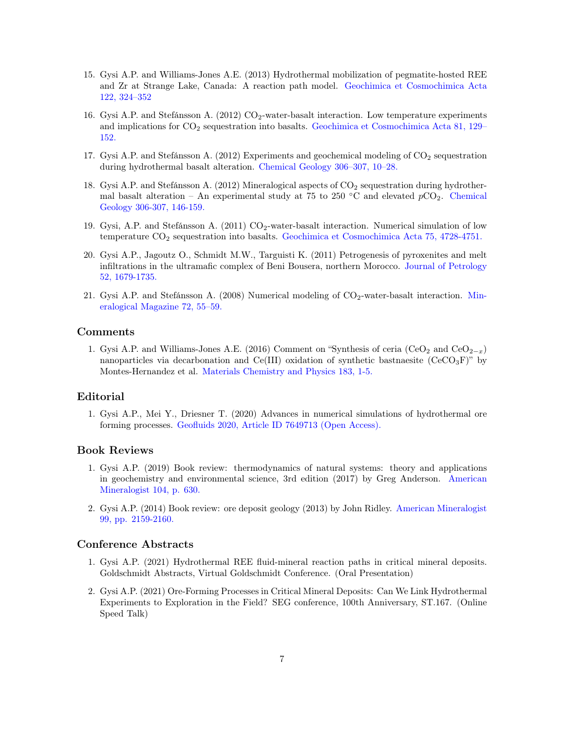15. Gysi A.P. and Williams-Jones A.E. (2013) Hydrothermal mobilization of pegmatite-hosted REE and Zr at Strange Lake, Canada: A reaction path model. Geochimica et Cosmochimica Acta 122, 324–352

16. Gysi A.P. and Stefánsson A. (2012) $CO_2$-water-basalt interaction. Low temperature experiments and implications for $CO_2$ sequestration into basalts. Geochimica et Cosmochimica Acta 81, 129–152.

17. Gysi A.P. and Stefánsson A. (2012) Experiments and geochemical modeling of $CO_2$ sequestration during hydrothermal basalt alteration. Chemical Geology 306–307, 10–28.

18. Gysi A.P. and Stefánsson A. (2012) Mineralogical aspects of $CO_2$ sequestration during hydrothermal basalt alteration – An experimental study at 75 to 250 °C and elevated $p\text{CO}_2$. Chemical Geology 306-307, 146-159.

19. Gysi, A.P. and Stefánsson A. (2011) $CO_2$-water-basalt interaction. Numerical simulation of low temperature $CO_2$ sequestration into basalts. Geochimica et Cosmochimica Acta 75, 4728-4751.

20. Gysi A.P., Jagoutz O., Schmidt M.W., Targuisti K. (2011) Petrogenesis of pyroxenites and melt infiltrations in the ultramafic complex of Beni Bousera, northern Morocco. Journal of Petrology 52, 1679-1735.

21. Gysi A.P. and Stefánsson A. (2008) Numerical modeling of $CO_2$-water-basalt interaction. Mineralogical Magazine 72, 55–59.

## Comments

1. Gysi A.P. and Williams-Jones A.E. (2016) Comment on "Synthesis of ceria ($CeO_2$ and $CeO_{2-x}$) nanoparticles via decarbonation and Ce(III) oxidation of synthetic bastnaesite ($CeCO_3F$)" by Montes-Hernandez et al. Materials Chemistry and Physics 183, 1-5.

## Editorial

1. Gysi A.P., Mei Y., Driesner T. (2020) Advances in numerical simulations of hydrothermal ore forming processes. Geofluids 2020, Article ID 7649713 (Open Access).

## Book Reviews

1. Gysi A.P. (2019) Book review: thermodynamics of natural systems: theory and applications in geochemistry and environmental science, 3rd edition (2017) by Greg Anderson. American Mineralogist 104, p. 630.

2. Gysi A.P. (2014) Book review: ore deposit geology (2013) by John Ridley. American Mineralogist 99, pp. 2159-2160.

## Conference Abstracts

1. Gysi A.P. (2021) Hydrothermal REE fluid-mineral reaction paths in critical mineral deposits. Goldschmidt Abstracts, Virtual Goldschmidt Conference. (Oral Presentation)

2. Gysi A.P. (2021) Ore-Forming Processes in Critical Mineral Deposits: Can We Link Hydrothermal Experiments to Exploration in the Field? SEG conference, 100th Anniversary, ST.167. (Online Speed Talk)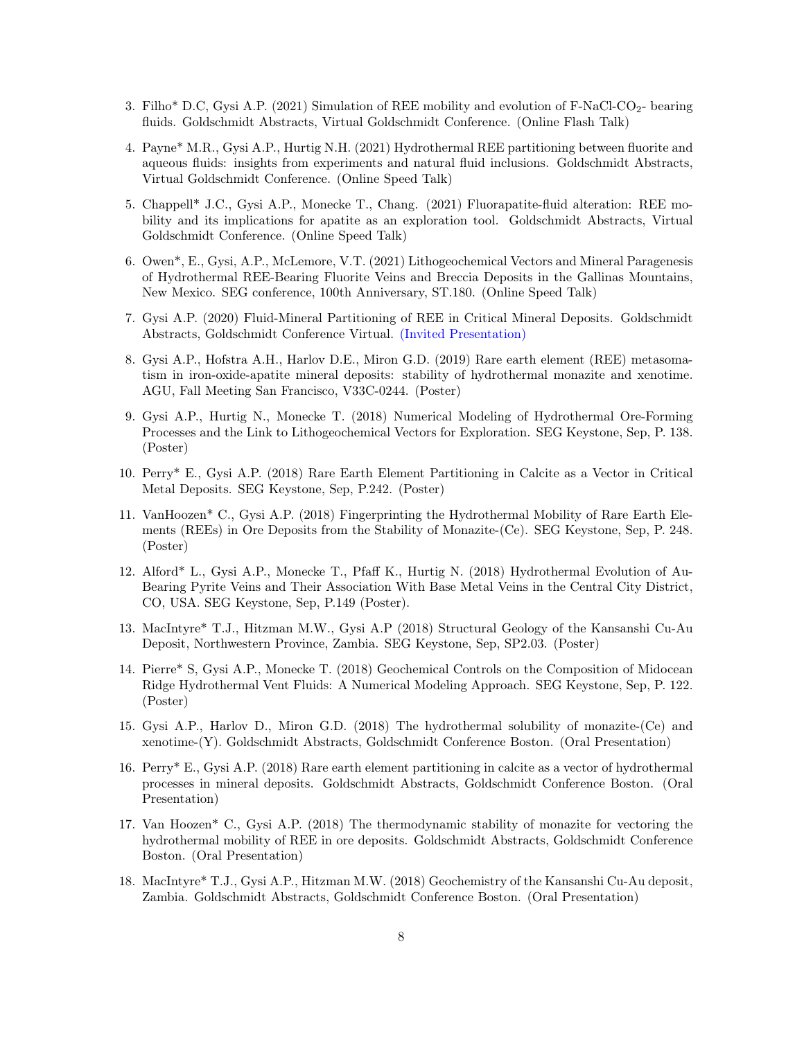3. Filho* D.C, Gysi A.P. (2021) Simulation of REE mobility and evolution of F-NaCl-$CO_2$- bearing fluids. Goldschmidt Abstracts, Virtual Goldschmidt Conference. (Online Flash Talk)

4. Payne* M.R., Gysi A.P., Hurtig N.H. (2021) Hydrothermal REE partitioning between fluorite and aqueous fluids: insights from experiments and natural fluid inclusions. Goldschmidt Abstracts, Virtual Goldschmidt Conference. (Online Speed Talk)

5. Chappell* J.C., Gysi A.P., Monecke T., Chang. (2021) Fluorapatite-fluid alteration: REE mobility and its implications for apatite as an exploration tool. Goldschmidt Abstracts, Virtual Goldschmidt Conference. (Online Speed Talk)

6. Owen*, E., Gysi, A.P., McLemore, V.T. (2021) Lithogeochemical Vectors and Mineral Paragenesis of Hydrothermal REE-Bearing Fluorite Veins and Breccia Deposits in the Gallinas Mountains, New Mexico. SEG conference, 100th Anniversary, ST.180. (Online Speed Talk)

7. Gysi A.P. (2020) Fluid-Mineral Partitioning of REE in Critical Mineral Deposits. Goldschmidt Abstracts, Goldschmidt Conference Virtual. (Invited Presentation)

8. Gysi A.P., Hofstra A.H., Harlov D.E., Miron G.D. (2019) Rare earth element (REE) metasomatism in iron-oxide-apatite mineral deposits: stability of hydrothermal monazite and xenotime. AGU, Fall Meeting San Francisco, V33C-0244. (Poster)

9. Gysi A.P., Hurtig N., Monecke T. (2018) Numerical Modeling of Hydrothermal Ore-Forming Processes and the Link to Lithogeochemical Vectors for Exploration. SEG Keystone, Sep, P. 138. (Poster)

10. Perry* E., Gysi A.P. (2018) Rare Earth Element Partitioning in Calcite as a Vector in Critical Metal Deposits. SEG Keystone, Sep, P.242. (Poster)

11. VanHoozen* C., Gysi A.P. (2018) Fingerprinting the Hydrothermal Mobility of Rare Earth Elements (REEs) in Ore Deposits from the Stability of Monazite-(Ce). SEG Keystone, Sep, P. 248. (Poster)

12. Alford* L., Gysi A.P., Monecke T., Pfaff K., Hurtig N. (2018) Hydrothermal Evolution of Au-Bearing Pyrite Veins and Their Association With Base Metal Veins in the Central City District, CO, USA. SEG Keystone, Sep, P.149 (Poster).

13. MacIntyre* T.J., Hitzman M.W., Gysi A.P (2018) Structural Geology of the Kansanshi Cu-Au Deposit, Northwestern Province, Zambia. SEG Keystone, Sep, SP2.03. (Poster)

14. Pierre* S, Gysi A.P., Monecke T. (2018) Geochemical Controls on the Composition of Midocean Ridge Hydrothermal Vent Fluids: A Numerical Modeling Approach. SEG Keystone, Sep, P. 122. (Poster)

15. Gysi A.P., Harlov D., Miron G.D. (2018) The hydrothermal solubility of monazite-(Ce) and xenotime-(Y). Goldschmidt Abstracts, Goldschmidt Conference Boston. (Oral Presentation)

16. Perry* E., Gysi A.P. (2018) Rare earth element partitioning in calcite as a vector of hydrothermal processes in mineral deposits. Goldschmidt Abstracts, Goldschmidt Conference Boston. (Oral Presentation)

17. Van Hoozen* C., Gysi A.P. (2018) The thermodynamic stability of monazite for vectoring the hydrothermal mobility of REE in ore deposits. Goldschmidt Abstracts, Goldschmidt Conference Boston. (Oral Presentation)

18. MacIntyre* T.J., Gysi A.P., Hitzman M.W. (2018) Geochemistry of the Kansanshi Cu-Au deposit, Zambia. Goldschmidt Abstracts, Goldschmidt Conference Boston. (Oral Presentation)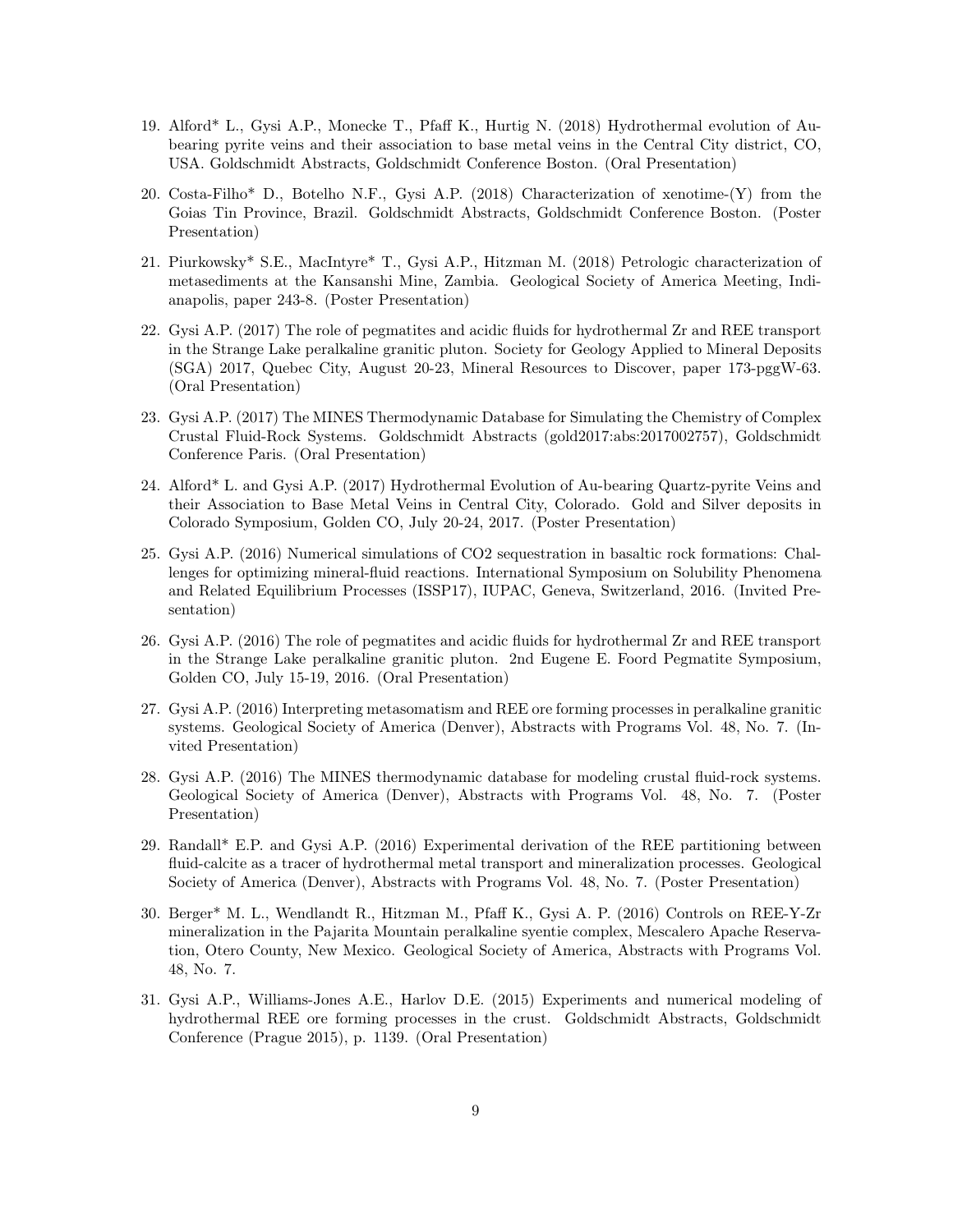19. Alford* L., Gysi A.P., Monecke T., Pfaff K., Hurtig N. (2018) Hydrothermal evolution of Au-bearing pyrite veins and their association to base metal veins in the Central City district, CO, USA. Goldschmidt Abstracts, Goldschmidt Conference Boston. (Oral Presentation)

20. Costa-Filho* D., Botelho N.F., Gysi A.P. (2018) Characterization of xenotime-(Y) from the Goias Tin Province, Brazil. Goldschmidt Abstracts, Goldschmidt Conference Boston. (Poster Presentation)

21. Piurkowsky* S.E., MacIntyre* T., Gysi A.P., Hitzman M. (2018) Petrologic characterization of metasediments at the Kansanshi Mine, Zambia. Geological Society of America Meeting, Indianapolis, paper 243-8. (Poster Presentation)

22. Gysi A.P. (2017) The role of pegmatites and acidic fluids for hydrothermal Zr and REE transport in the Strange Lake peralkaline granitic pluton. Society for Geology Applied to Mineral Deposits (SGA) 2017, Quebec City, August 20-23, Mineral Resources to Discover, paper 173-pggW-63. (Oral Presentation)

23. Gysi A.P. (2017) The MINES Thermodynamic Database for Simulating the Chemistry of Complex Crustal Fluid-Rock Systems. Goldschmidt Abstracts (gold2017:abs:2017002757), Goldschmidt Conference Paris. (Oral Presentation)

24. Alford* L. and Gysi A.P. (2017) Hydrothermal Evolution of Au-bearing Quartz-pyrite Veins and their Association to Base Metal Veins in Central City, Colorado. Gold and Silver deposits in Colorado Symposium, Golden CO, July 20-24, 2017. (Poster Presentation)

25. Gysi A.P. (2016) Numerical simulations of CO2 sequestration in basaltic rock formations: Challenges for optimizing mineral-fluid reactions. International Symposium on Solubility Phenomena and Related Equilibrium Processes (ISSP17), IUPAC, Geneva, Switzerland, 2016. (Invited Presentation)

26. Gysi A.P. (2016) The role of pegmatites and acidic fluids for hydrothermal Zr and REE transport in the Strange Lake peralkaline granitic pluton. 2nd Eugene E. Foord Pegmatite Symposium, Golden CO, July 15-19, 2016. (Oral Presentation)

27. Gysi A.P. (2016) Interpreting metasomatism and REE ore forming processes in peralkaline granitic systems. Geological Society of America (Denver), Abstracts with Programs Vol. 48, No. 7. (Invited Presentation)

28. Gysi A.P. (2016) The MINES thermodynamic database for modeling crustal fluid-rock systems. Geological Society of America (Denver), Abstracts with Programs Vol. 48, No. 7. (Poster Presentation)

29. Randall* E.P. and Gysi A.P. (2016) Experimental derivation of the REE partitioning between fluid-calcite as a tracer of hydrothermal metal transport and mineralization processes. Geological Society of America (Denver), Abstracts with Programs Vol. 48, No. 7. (Poster Presentation)

30. Berger* M. L., Wendlandt R., Hitzman M., Pfaff K., Gysi A. P. (2016) Controls on REE-Y-Zr mineralization in the Pajarita Mountain peralkaline syentie complex, Mescalero Apache Reservation, Otero County, New Mexico. Geological Society of America, Abstracts with Programs Vol. 48, No. 7.

31. Gysi A.P., Williams-Jones A.E., Harlov D.E. (2015) Experiments and numerical modeling of hydrothermal REE ore forming processes in the crust. Goldschmidt Abstracts, Goldschmidt Conference (Prague 2015), p. 1139. (Oral Presentation)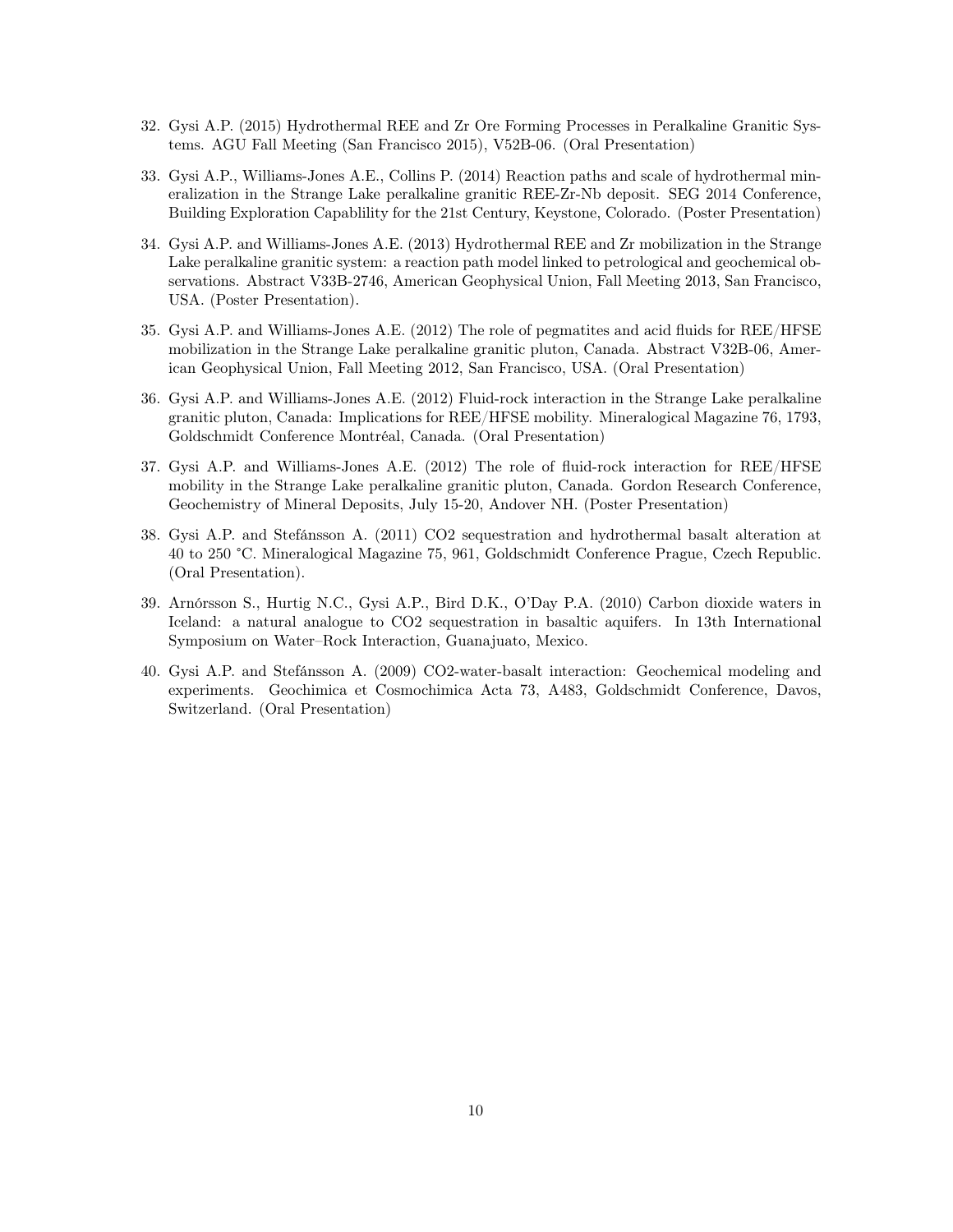32. Gysi A.P. (2015) Hydrothermal REE and Zr Ore Forming Processes in Peralkaline Granitic Systems. AGU Fall Meeting (San Francisco 2015), V52B-06. (Oral Presentation)

33. Gysi A.P., Williams-Jones A.E., Collins P. (2014) Reaction paths and scale of hydrothermal mineralization in the Strange Lake peralkaline granitic REE-Zr-Nb deposit. SEG 2014 Conference, Building Exploration Capablility for the 21st Century, Keystone, Colorado. (Poster Presentation)

34. Gysi A.P. and Williams-Jones A.E. (2013) Hydrothermal REE and Zr mobilization in the Strange Lake peralkaline granitic system: a reaction path model linked to petrological and geochemical observations. Abstract V33B-2746, American Geophysical Union, Fall Meeting 2013, San Francisco, USA. (Poster Presentation).

35. Gysi A.P. and Williams-Jones A.E. (2012) The role of pegmatites and acid fluids for REE/HFSE mobilization in the Strange Lake peralkaline granitic pluton, Canada. Abstract V32B-06, American Geophysical Union, Fall Meeting 2012, San Francisco, USA. (Oral Presentation)

36. Gysi A.P. and Williams-Jones A.E. (2012) Fluid-rock interaction in the Strange Lake peralkaline granitic pluton, Canada: Implications for REE/HFSE mobility. Mineralogical Magazine 76, 1793, Goldschmidt Conference Montréal, Canada. (Oral Presentation)

37. Gysi A.P. and Williams-Jones A.E. (2012) The role of fluid-rock interaction for REE/HFSE mobility in the Strange Lake peralkaline granitic pluton, Canada. Gordon Research Conference, Geochemistry of Mineral Deposits, July 15-20, Andover NH. (Poster Presentation)

38. Gysi A.P. and Stefánsson A. (2011) CO2 sequestration and hydrothermal basalt alteration at 40 to 250 ˚C. Mineralogical Magazine 75, 961, Goldschmidt Conference Prague, Czech Republic. (Oral Presentation).

39. Arnórsson S., Hurtig N.C., Gysi A.P., Bird D.K., O'Day P.A. (2010) Carbon dioxide waters in Iceland: a natural analogue to CO2 sequestration in basaltic aquifers. In 13th International Symposium on Water–Rock Interaction, Guanajuato, Mexico.

40. Gysi A.P. and Stefánsson A. (2009) CO2-water-basalt interaction: Geochemical modeling and experiments. Geochimica et Cosmochimica Acta 73, A483, Goldschmidt Conference, Davos, Switzerland. (Oral Presentation)